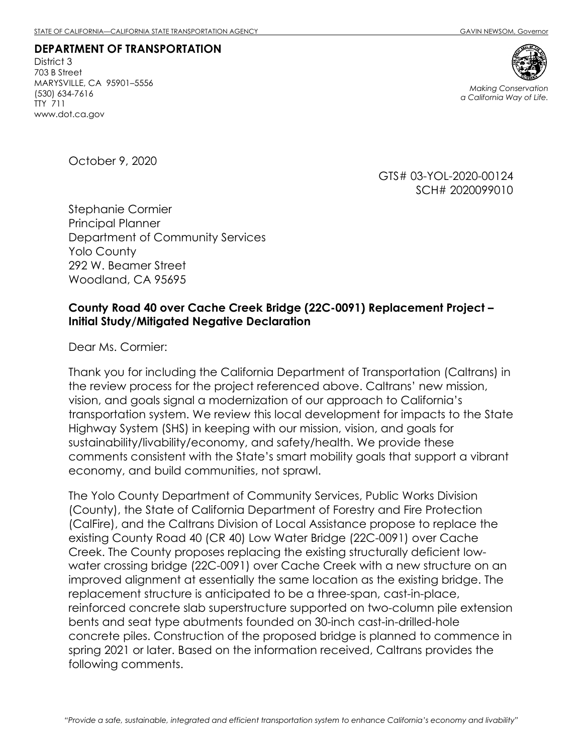STATE OF CALIFORNIA—CALIFORNIA STATE TRANSPORTATION AGENCY GAVIN NEWSOM, Governor

**DEPARTMENT OF TRANSPORTATION**
District 3
703 B Street
MARYSVILLE, CA 95901–5556
(530) 634-7616
TTY 711
www.dot.ca.gov

*Making Conservation a California Way of Life.*

October 9, 2020

GTS# 03-YOL-2020-00124
SCH# 2020099010

Stephanie Cormier
Principal Planner
Department of Community Services
Yolo County
292 W. Beamer Street
Woodland, CA 95695

**County Road 40 over Cache Creek Bridge (22C-0091) Replacement Project – Initial Study/Mitigated Negative Declaration**

Dear Ms. Cormier:

Thank you for including the California Department of Transportation (Caltrans) in the review process for the project referenced above. Caltrans' new mission, vision, and goals signal a modernization of our approach to California's transportation system. We review this local development for impacts to the State Highway System (SHS) in keeping with our mission, vision, and goals for sustainability/livability/economy, and safety/health. We provide these comments consistent with the State's smart mobility goals that support a vibrant economy, and build communities, not sprawl.

The Yolo County Department of Community Services, Public Works Division (County), the State of California Department of Forestry and Fire Protection (CalFire), and the Caltrans Division of Local Assistance propose to replace the existing County Road 40 (CR 40) Low Water Bridge (22C-0091) over Cache Creek. The County proposes replacing the existing structurally deficient low-water crossing bridge (22C-0091) over Cache Creek with a new structure on an improved alignment at essentially the same location as the existing bridge. The replacement structure is anticipated to be a three-span, cast-in-place, reinforced concrete slab superstructure supported on two-column pile extension bents and seat type abutments founded on 30-inch cast-in-drilled-hole concrete piles. Construction of the proposed bridge is planned to commence in spring 2021 or later. Based on the information received, Caltrans provides the following comments.

*"Provide a safe, sustainable, integrated and efficient transportation system to enhance California's economy and livability"*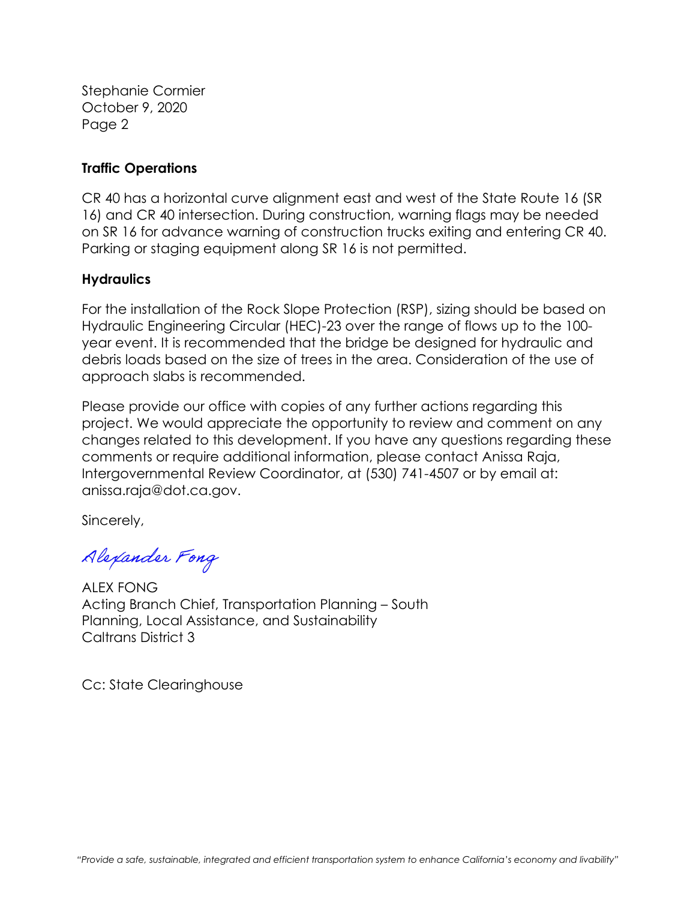Stephanie Cormier
October 9, 2020
Page 2

**Traffic Operations**

CR 40 has a horizontal curve alignment east and west of the State Route 16 (SR 16) and CR 40 intersection. During construction, warning flags may be needed on SR 16 for advance warning of construction trucks exiting and entering CR 40. Parking or staging equipment along SR 16 is not permitted.

**Hydraulics**

For the installation of the Rock Slope Protection (RSP), sizing should be based on Hydraulic Engineering Circular (HEC)-23 over the range of flows up to the 100-year event. It is recommended that the bridge be designed for hydraulic and debris loads based on the size of trees in the area. Consideration of the use of approach slabs is recommended.

Please provide our office with copies of any further actions regarding this project. We would appreciate the opportunity to review and comment on any changes related to this development. If you have questions regarding these comments or require additional information, please contact Anissa Raja, Intergovernmental Review Coordinator, at (530) 741-4507 or by email at: anissa.raja@dot.ca.gov.

Sincerely,

*Alexander Fong*

ALEX FONG
Acting Branch Chief, Transportation Planning – South
Planning, Local Assistance, and Sustainability
Caltrans District 3

Cc: State Clearinghouse

*"Provide a safe, sustainable, integrated and efficient transportation system to enhance California's economy and livability"*